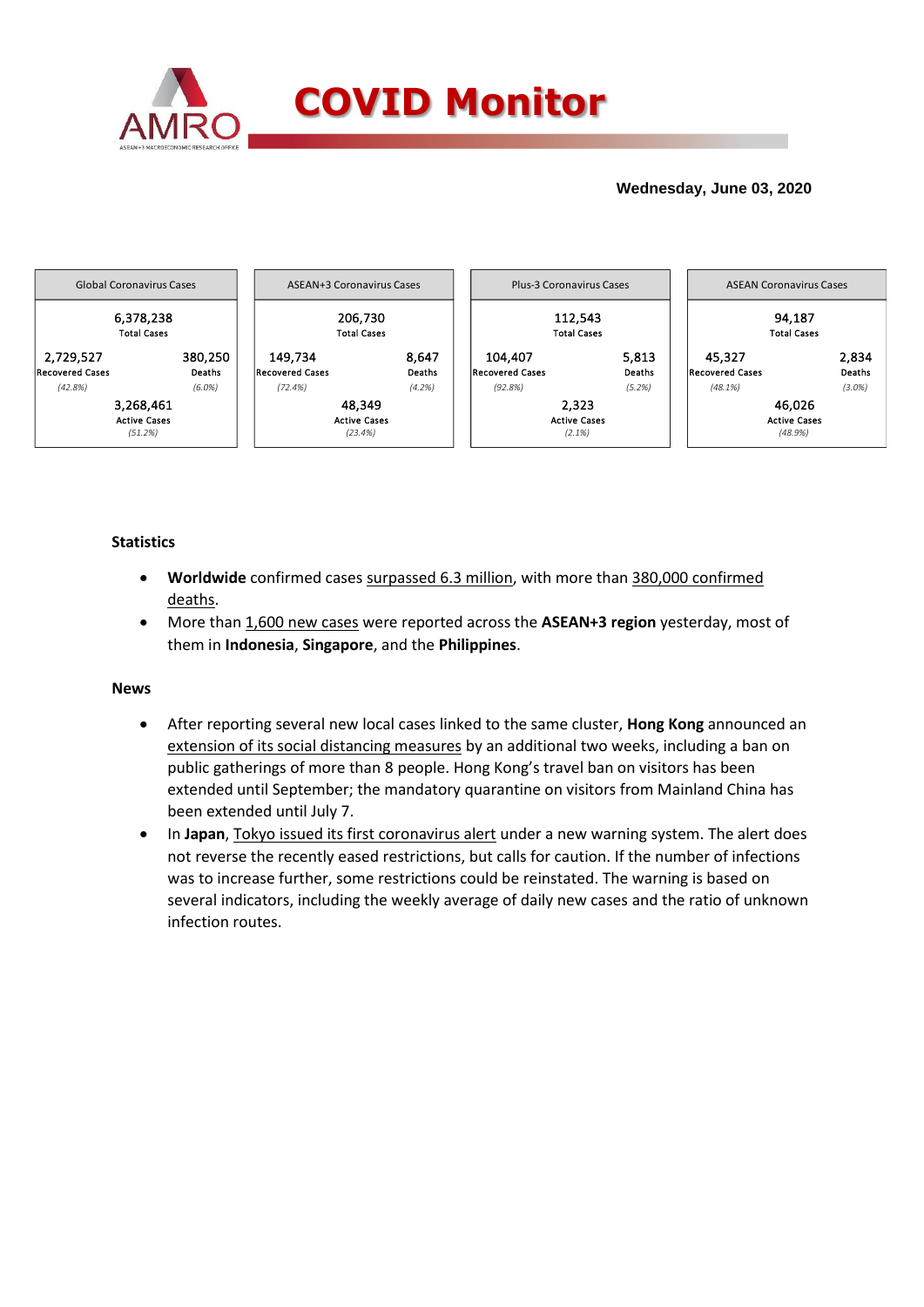# COVID Monitor

**Wednesday, June 03, 2020**

| Global Coronavirus Cases | | ASEAN+3 Coronavirus Cases | | Plus-3 Coronavirus Cases | | ASEAN Coronavirus Cases | |
|---|---|---|---|---|---|---|---|
| 6,378,238 Total Cases | | 206,730 Total Cases | | 112,543 Total Cases | | 94,187 Total Cases | |
| 2,729,527 Recovered Cases (42.8%) | 380,250 Deaths (6.0%) | 149,734 Recovered Cases (72.4%) | 8,647 Deaths (4.2%) | 104,407 Recovered Cases (92.8%) | 5,813 Deaths (5.2%) | 45,327 Recovered Cases (48.1%) | 2,834 Deaths (3.0%) |
| 3,268,461 Active Cases (51.2%) | | 48,349 Active Cases (23.4%) | | 2,323 Active Cases (2.1%) | | 46,026 Active Cases (48.9%) | |

### Statistics

- **Worldwide** confirmed cases surpassed 6.3 million, with more than 380,000 confirmed deaths.
- More than 1,600 new cases were reported across the **ASEAN+3 region** yesterday, most of them in **Indonesia**, **Singapore**, and the **Philippines**.

### News

- After reporting several new local cases linked to the same cluster, **Hong Kong** announced an extension of its social distancing measures by an additional two weeks, including a ban on public gatherings of more than 8 people. Hong Kong's travel ban on visitors has been extended until September; the mandatory quarantine on visitors from Mainland China has been extended until July 7.
- In **Japan**, Tokyo issued its first coronavirus alert under a new warning system. The alert does not reverse the recently eased restrictions, but calls for caution. If the number of infections was to increase further, some restrictions could be reinstated. The warning is based on several indicators, including the weekly average of daily new cases and the ratio of unknown infection routes.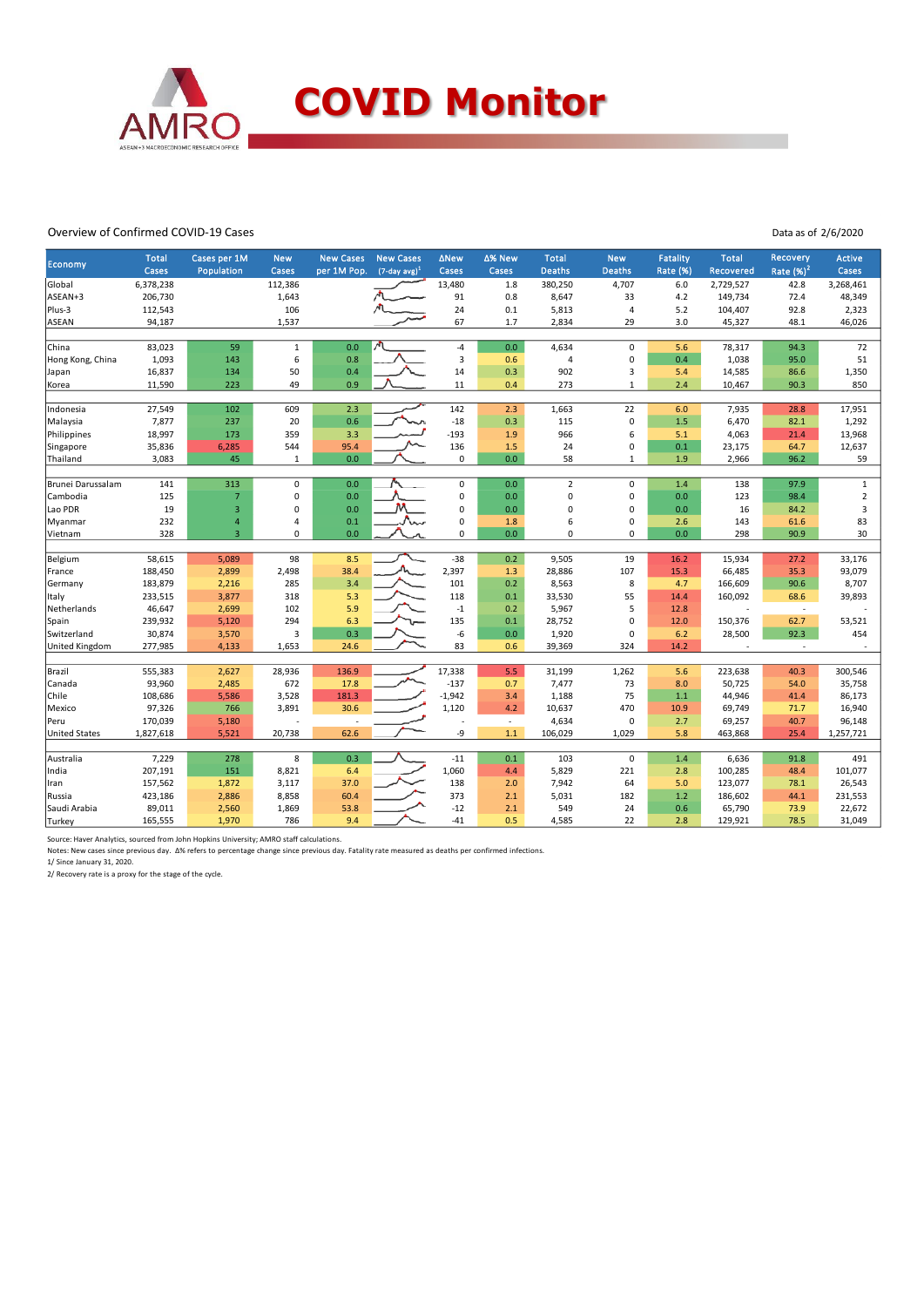# COVID Monitor

Overview of Confirmed COVID-19 Cases

Data as of 2/6/2020

| Economy | Total Cases | Cases per 1M Population | New Cases | New Cases per 1M Pop. | New Cases (7-day avg)[1] | ΔNew Cases | Δ% New Cases | Total Deaths | New Deaths | Fatality Rate (%) | Total Recovered | Recovery Rate (%)[2] | Active Cases |
|---|---|---|---|---|---|---|---|---|---|---|---|---|---|
| Global | 6,378,238 | | 112,386 | | | 13,480 | 1.8 | 380,250 | 4,707 | 6.0 | 2,729,527 | 42.8 | 3,268,461 |
| ASEAN+3 | 206,730 | | 1,643 | | | 91 | 0.8 | 8,647 | 33 | 4.2 | 149,734 | 72.4 | 48,349 |
| Plus-3 | 112,543 | | 106 | | | 24 | 0.1 | 5,813 | 4 | 5.2 | 104,407 | 92.8 | 2,323 |
| ASEAN | 94,187 | | 1,537 | | | 67 | 1.7 | 2,834 | 29 | 3.0 | 45,327 | 48.1 | 46,026 |
| | | | | | | | | | | | | | |
| China | 83,023 | 59 | 1 | 0.0 | | -4 | 0.0 | 4,634 | 0 | 5.6 | 78,317 | 94.3 | 72 |
| Hong Kong, China | 1,093 | 143 | 6 | 0.8 | | 3 | 0.6 | 4 | 0 | 0.4 | 1,038 | 95.0 | 51 |
| Japan | 16,837 | 134 | 50 | 0.4 | | 14 | 0.3 | 902 | 3 | 5.4 | 14,585 | 86.6 | 1,350 |
| Korea | 11,590 | 223 | 49 | 0.9 | | 11 | 0.4 | 273 | 1 | 2.4 | 10,467 | 90.3 | 850 |
| | | | | | | | | | | | | | |
| Indonesia | 27,549 | 102 | 609 | 2.3 | | 142 | 2.3 | 1,663 | 22 | 6.0 | 7,935 | 28.8 | 17,951 |
| Malaysia | 7,877 | 237 | 20 | 0.6 | | -18 | 0.3 | 115 | 0 | 1.5 | 6,470 | 82.1 | 1,292 |
| Philippines | 18,997 | 173 | 359 | 3.3 | | -193 | 1.9 | 966 | 6 | 5.1 | 4,063 | 21.4 | 13,968 |
| Singapore | 35,836 | 6,285 | 544 | 95.4 | | 136 | 1.5 | 24 | 0 | 0.1 | 23,175 | 64.7 | 12,637 |
| Thailand | 3,083 | 45 | 1 | 0.0 | | 0 | 0.0 | 58 | 1 | 1.9 | 2,966 | 96.2 | 59 |
| | | | | | | | | | | | | | |
| Brunei Darussalam | 141 | 313 | 0 | 0.0 | | 0 | 0.0 | 2 | 0 | 1.4 | 138 | 97.9 | 1 |
| Cambodia | 125 | 7 | 0 | 0.0 | | 0 | 0.0 | 0 | 0 | 0.0 | 123 | 98.4 | 2 |
| Lao PDR | 19 | 3 | 0 | 0.0 | | 0 | 0.0 | 0 | 0 | 0.0 | 16 | 84.2 | 3 |
| Myanmar | 232 | 4 | 4 | 0.1 | | 0 | 1.8 | 6 | 0 | 2.6 | 143 | 61.6 | 83 |
| Vietnam | 328 | 3 | 0 | 0.0 | | 0 | 0.0 | 0 | 0 | 0.0 | 298 | 90.9 | 30 |
| | | | | | | | | | | | | | |
| Belgium | 58,615 | 5,089 | 98 | 8.5 | | -38 | 0.2 | 9,505 | 19 | 16.2 | 15,934 | 27.2 | 33,176 |
| France | 188,450 | 2,899 | 2,498 | 38.4 | | 2,397 | 1.3 | 28,886 | 107 | 15.3 | 66,485 | 35.3 | 93,079 |
| Germany | 183,879 | 2,216 | 285 | 3.4 | | 101 | 0.2 | 8,563 | 8 | 4.7 | 166,609 | 90.6 | 8,707 |
| Italy | 233,515 | 3,877 | 318 | 5.3 | | 118 | 0.1 | 33,530 | 55 | 14.4 | 160,092 | 68.6 | 39,893 |
| Netherlands | 46,647 | 2,699 | 102 | 5.9 | | -1 | 0.2 | 5,967 | 5 | 12.8 | - | - | - |
| Spain | 239,932 | 5,120 | 294 | 6.3 | | 135 | 0.1 | 28,752 | 0 | 12.0 | 150,376 | 62.7 | 53,521 |
| Switzerland | 30,874 | 3,570 | 3 | 0.3 | | -6 | 0.0 | 1,920 | 0 | 6.2 | 28,500 | 92.3 | 454 |
| United Kingdom | 277,985 | 4,133 | 1,653 | 24.6 | | 83 | 0.6 | 39,369 | 324 | 14.2 | - | - | - |
| | | | | | | | | | | | | | |
| Brazil | 555,383 | 2,627 | 28,936 | 136.9 | | 17,338 | 5.5 | 31,199 | 1,262 | 5.6 | 223,638 | 40.3 | 300,546 |
| Canada | 93,960 | 2,485 | 672 | 17.8 | | -137 | 0.7 | 7,477 | 73 | 8.0 | 50,725 | 54.0 | 35,758 |
| Chile | 108,686 | 5,586 | 3,528 | 181.3 | | -1,942 | 3.4 | 1,188 | 75 | 1.1 | 44,946 | 41.4 | 86,173 |
| Mexico | 97,326 | 766 | 3,891 | 30.6 | | 1,120 | 4.2 | 10,637 | 470 | 10.9 | 69,749 | 71.7 | 16,940 |
| Peru | 170,039 | 5,180 | - | - | | - | - | 4,634 | 0 | 2.7 | 69,257 | 40.7 | 96,148 |
| United States | 1,827,618 | 5,521 | 20,738 | 62.6 | | -9 | 1.1 | 106,029 | 1,029 | 5.8 | 463,868 | 25.4 | 1,257,721 |
| | | | | | | | | | | | | | |
| Australia | 7,229 | 278 | 8 | 0.3 | | -11 | 0.1 | 103 | 0 | 1.4 | 6,636 | 91.8 | 491 |
| India | 207,191 | 151 | 8,821 | 6.4 | | 1,060 | 4.4 | 5,829 | 221 | 2.8 | 100,285 | 48.4 | 101,077 |
| Iran | 157,562 | 1,872 | 3,117 | 37.0 | | 138 | 2.0 | 7,942 | 64 | 5.0 | 123,077 | 78.1 | 26,543 |
| Russia | 423,186 | 2,886 | 8,858 | 60.4 | | 373 | 2.1 | 5,031 | 182 | 1.2 | 186,602 | 44.1 | 231,553 |
| Saudi Arabia | 89,011 | 2,560 | 1,869 | 53.8 | | -12 | 2.1 | 549 | 24 | 0.6 | 65,790 | 73.9 | 22,672 |
| Turkey | 165,555 | 1,970 | 786 | 9.4 | | -41 | 0.5 | 4,585 | 22 | 2.8 | 129,921 | 78.5 | 31,049 |

Source: Haver Analytics, sourced from John Hopkins University; AMRO staff calculations.

Notes: New cases since previous day. Δ% refers to percentage change since previous day. Fatality rate measured as deaths per confirmed infections.

1/ Since January 31, 2020.

2/ Recovery rate is a proxy for the stage of the cycle.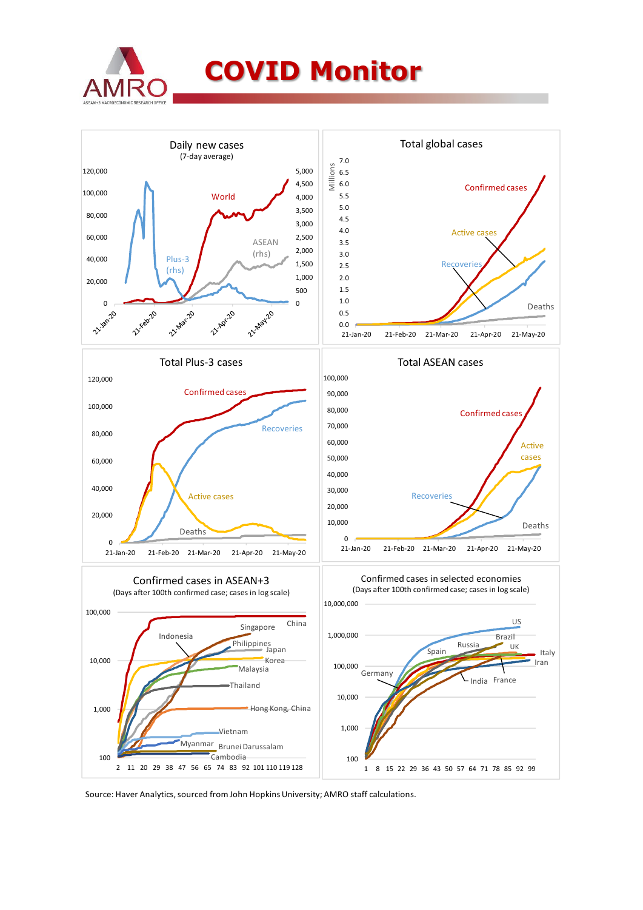# COVID Monitor

AMRO
ASEAN+3 MACROECONOMIC RESEARCH OFFICE

## Daily new cases
(7-day average)

120,000
100,000
80,000
60,000
40,000
20,000
0

5,000
4,500
4,000
3,500
3,000
2,500
2,000
1,500
1,000
500
0

World
ASEAN (rhs)
Plus-3 (rhs)

21-Jan-20
21-Feb-20
21-Mar-20
21-Apr-20
21-May-20

## Total global cases

Millions
7.0
6.5
6.0
5.5
5.0
4.5
4.0
3.5
3.0
2.5
2.0
1.5
1.0
0.5
0.0

Confirmed cases
Active cases
Recoveries
Deaths

21-Jan-20
21-Feb-20
21-Mar-20
21-Apr-20
21-May-20

## Total Plus-3 cases

120,000
100,000
80,000
60,000
40,000
20,000
0

Confirmed cases
Recoveries
Active cases
Deaths

21-Jan-20
21-Feb-20
21-Mar-20
21-Apr-20
21-May-20

## Total ASEAN cases

100,000
90,000
80,000
70,000
60,000
50,000
40,000
30,000
20,000
10,000
0

Confirmed cases
Active cases
Recoveries
Deaths

21-Jan-20
21-Feb-20
21-Mar-20
21-Apr-20
21-May-20

## Confirmed cases in ASEAN+3
(Days after 100th confirmed case; cases in log scale)

100,000
10,000
1,000
100

China
Singapore
Indonesia
Philippines
Japan
Korea
Malaysia
Thailand
Hong Kong, China
Vietnam
Myanmar
Brunei Darussalam
Cambodia

2 11 20 29 38 47 56 65 74 83 92 101 110 119 128

## Confirmed cases in selected economies
(Days after 100th confirmed case; cases in log scale)

10,000,000
1,000,000
100,000
10,000
1,000
100

US
Brazil
Russia
UK
Spain
Italy
Iran
Germany
India
France

1 8 15 22 29 36 43 50 57 64 71 78 85 92 99

Source: Haver Analytics, sourced from John Hopkins University; AMRO staff calculations.